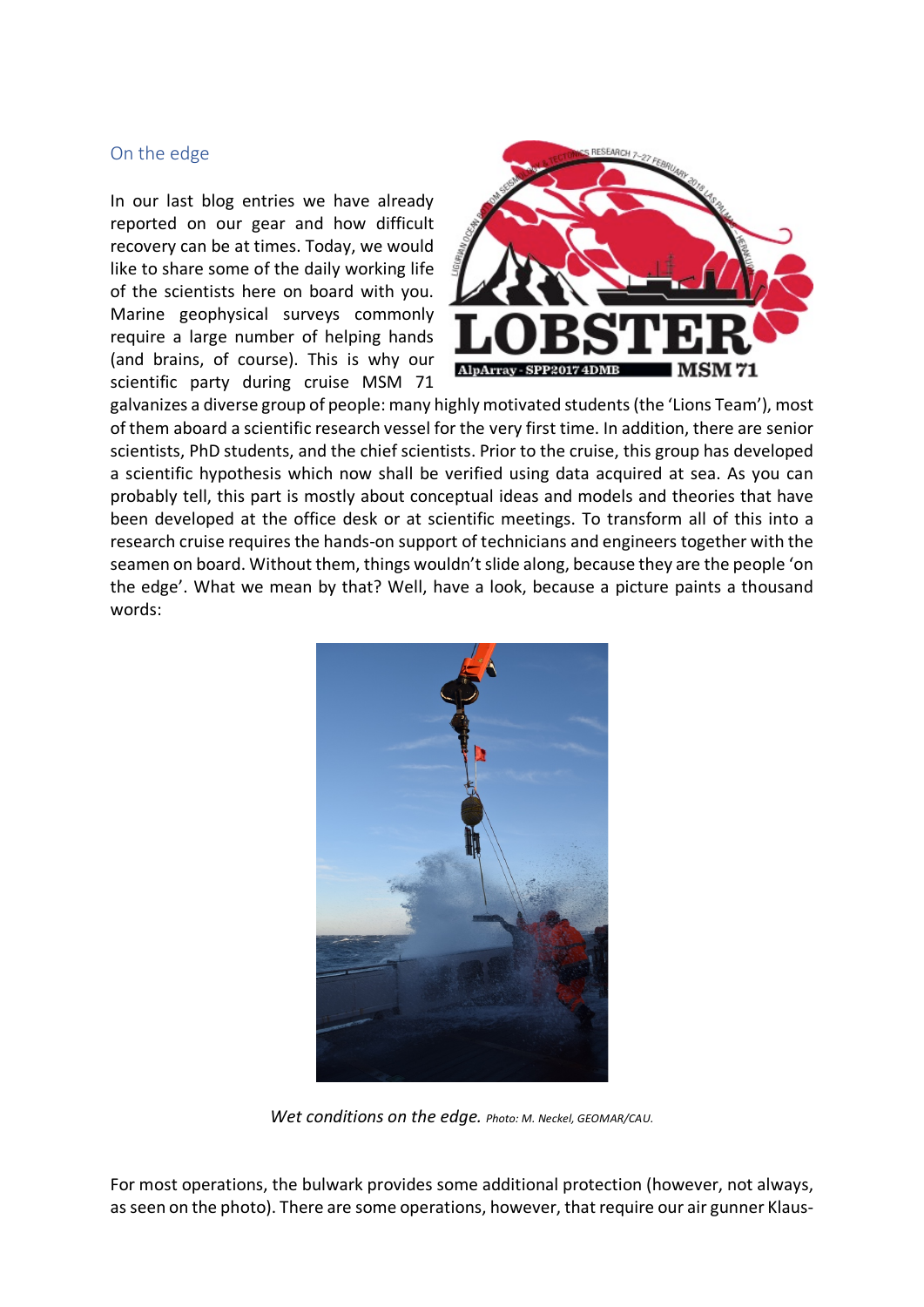## On the edge

In our last blog entries we have already reported on our gear and how difficult recovery can be at times. Today, we would like to share some of the daily working life of the scientists here on board with you. Marine geophysical surveys commonly require a large number of helping hands (and brains, of course). This is why our scientific party during cruise MSM 71 galvanizes a diverse group of people: many highly motivated students (the 'Lions Team'), most of them aboard a scientific research vessel for the very first time. In addition, there are senior scientists, PhD students, and the chief scientists. Prior to the cruise, this group has developed a scientific hypothesis which now shall be verified using data acquired at sea. As you can probably tell, this part is mostly about conceptual ideas and models and theories that have been developed at the office desk or at scientific meetings. To transform all of this into a research cruise requires the hands-on support of technicians and engineers together with the seamen on board. Without them, things wouldn't slide along, because they are the people 'on the edge'. What we mean by that? Well, have a look, because a picture paints a thousand words:

*Wet conditions on the edge.* Photo: M. Neckel, GEOMAR/CAU.

For most operations, the bulwark provides some additional protection (however, not always, as seen on the photo). There are some operations, however, that require our air gunner Klaus-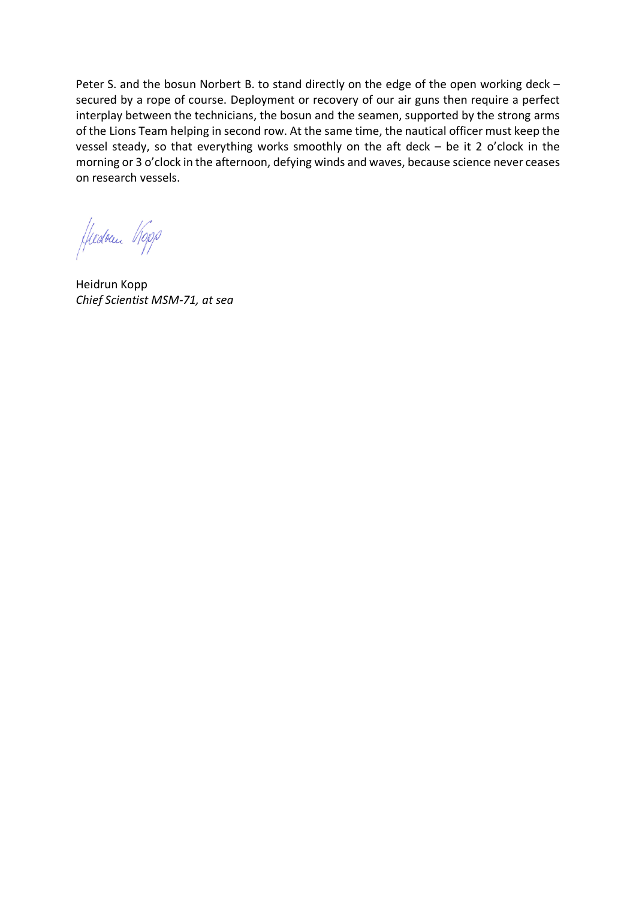Peter S. and the bosun Norbert B. to stand directly on the edge of the open working deck – secured by a rope of course. Deployment or recovery of our air guns then require a perfect interplay between the technicians, the bosun and the seamen, supported by the strong arms of the Lions Team helping in second row. At the same time, the nautical officer must keep the vessel steady, so that everything works smoothly on the aft deck – be it 2 o'clock in the morning or 3 o'clock in the afternoon, defying winds and waves, because science never ceases on research vessels.

Heidrun Kopp
*Chief Scientist MSM-71, at sea*